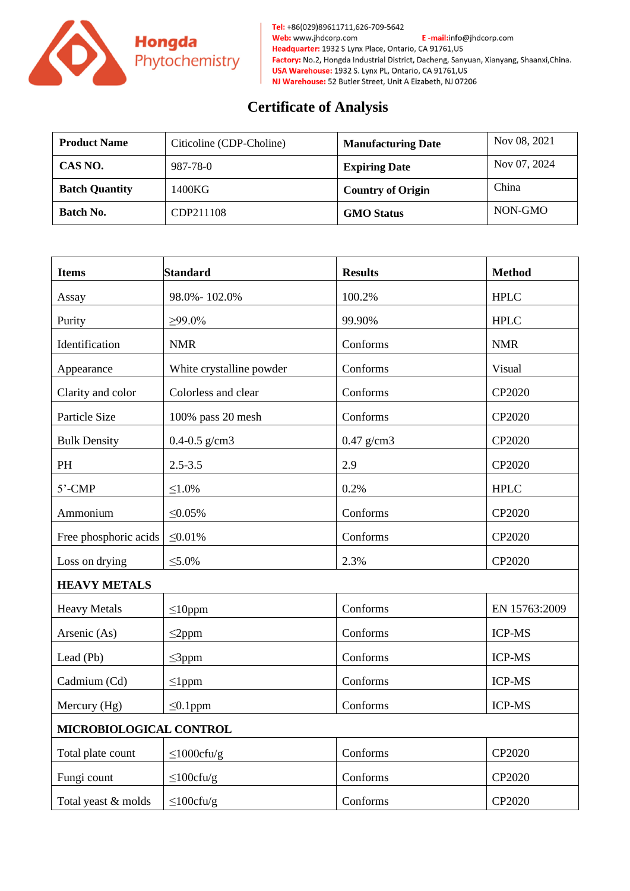**Hongda Phytochemistry**

**Tel:** +86(029)89611711,626-709-5642
**Web:** www.jhdcorp.com **E -mail:** info@jhdcorp.com
**Headquarter:** 1932 S Lynx Place, Ontario, CA 91761,US
**Factory:** No.2, Hongda Industrial District, Dacheng, Sanyuan, Xianyang, Shaanxi,China.
**USA Warehouse:** 1932 S. Lynx PL, Ontario, CA 91761,US
**NJ Warehouse:** 52 Butler Street, Unit A Eizabeth, NJ 07206

# Certificate of Analysis

| **Product Name** | Citicoline (CDP-Choline) | **Manufacturing Date** | Nov 08, 2021 |
|---|---|---|---|
| **CAS NO.** | 987-78-0 | **Expiring Date** | Nov 07, 2024 |
| **Batch Quantity** | 1400KG | **Country of Origin** | China |
| **Batch No.** | CDP211108 | **GMO Status** | NON-GMO |

| **Items** | **Standard** | **Results** | **Method** |
|---|---|---|---|
| Assay | 98.0%- 102.0% | 100.2% | HPLC |
| Purity | ≥99.0% | 99.90% | HPLC |
| Identification | NMR | Conforms | NMR |
| Appearance | White crystalline powder | Conforms | Visual |
| Clarity and color | Colorless and clear | Conforms | CP2020 |
| Particle Size | 100% pass 20 mesh | Conforms | CP2020 |
| Bulk Density | 0.4-0.5 g/cm3 | 0.47 g/cm3 | CP2020 |
| PH | 2.5-3.5 | 2.9 | CP2020 |
| 5’-CMP | ≤1.0% | 0.2% | HPLC |
| Ammonium | ≤0.05% | Conforms | CP2020 |
| Free phosphoric acids | ≤0.01% | Conforms | CP2020 |
| Loss on drying | ≤5.0% | 2.3% | CP2020 |
| **HEAVY METALS** | | | |
| Heavy Metals | ≤10ppm | Conforms | EN 15763:2009 |
| Arsenic (As) | ≤2ppm | Conforms | ICP-MS |
| Lead (Pb) | ≤3ppm | Conforms | ICP-MS |
| Cadmium (Cd) | ≤1ppm | Conforms | ICP-MS |
| Mercury (Hg) | ≤0.1ppm | Conforms | ICP-MS |
| **MICROBIOLOGICAL CONTROL** | | | |
| Total plate count | ≤1000cfu/g | Conforms | CP2020 |
| Fungi count | ≤100cfu/g | Conforms | CP2020 |
| Total yeast & molds | ≤100cfu/g | Conforms | CP2020 |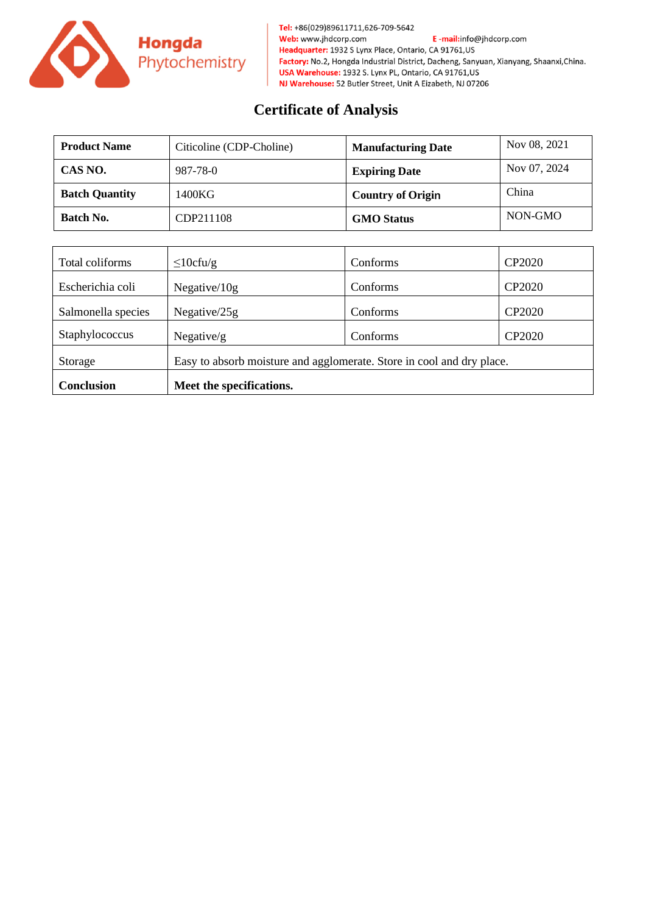Hongda Phytochemistry

**Tel:** +86(029)89611711,626-709-5642
**Web:** www.jhdcorp.com **E -mail:**info@jhdcorp.com
**Headquarter:** 1932 S Lynx Place, Ontario, CA 91761,US
**Factory:** No.2, Hongda Industrial District, Dacheng, Sanyuan, Xianyang, Shaanxi,China.
**USA Warehouse:** 1932 S. Lynx PL, Ontario, CA 91761,US
**NJ Warehouse:** 52 Butler Street, Unit A Eizabeth, NJ 07206

# Certificate of Analysis

| | | | |
|---|---|---|---|
| **Product Name** | Citicoline (CDP-Choline) | **Manufacturing Date** | Nov 08, 2021 |
| **CAS NO.** | 987-78-0 | **Expiring Date** | Nov 07, 2024 |
| **Batch Quantity** | 1400KG | **Country of Origin** | China |
| **Batch No.** | CDP211108 | **GMO Status** | NON-GMO |

| | | | |
|---|---|---|---|
| Total coliforms | ≤10cfu/g | Conforms | CP2020 |
| Escherichia coli | Negative/10g | Conforms | CP2020 |
| Salmonella species | Negative/25g | Conforms | CP2020 |
| Staphylococcus | Negative/g | Conforms | CP2020 |
| Storage | Easy to absorb moisture and agglomerate. Store in cool and dry place. | | |
| **Conclusion** | **Meet the specifications.** | | |